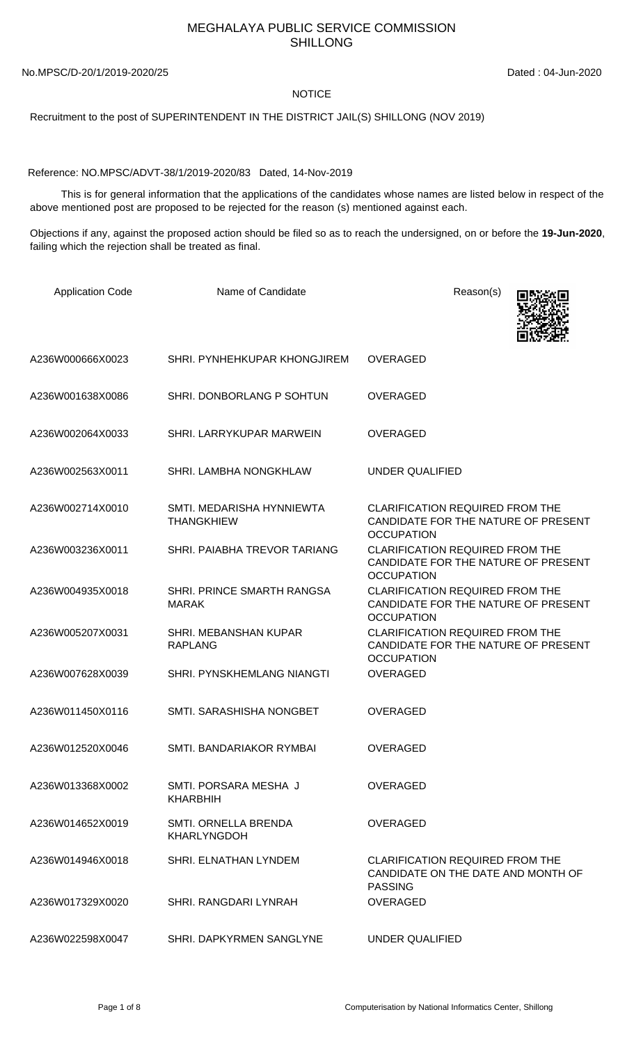# MEGHALAYA PUBLIC SERVICE COMMISSION
## SHILLONG

No.MPSC/D-20/1/2019-2020/25 Dated : 04-Jun-2020

NOTICE

Recruitment to the post of SUPERINTENDENT IN THE DISTRICT JAIL(S) SHILLONG (NOV 2019)

Reference: NO.MPSC/ADVT-38/1/2019-2020/83 Dated, 14-Nov-2019

This is for general information that the applications of the candidates whose names are listed below in respect of the above mentioned post are proposed to be rejected for the reason (s) mentioned against each.

Objections if any, against the proposed action should be filed so as to reach the undersigned, on or before the **19-Jun-2020**, failing which the rejection shall be treated as final.

| Application Code | Name of Candidate | Reason(s) |
|---|---|---|
| A236W000666X0023 | SHRI. PYNHEHKUPAR KHONGJIREM | OVERAGED |
| A236W001638X0086 | SHRI. DONBORLANG P SOHTUN | OVERAGED |
| A236W002064X0033 | SHRI. LARRYKUPAR MARWEIN | OVERAGED |
| A236W002563X0011 | SHRI. LAMBHA NONGKHLAW | UNDER QUALIFIED |
| A236W002714X0010 | SMTI. MEDARISHA HYNNIEWTA THANGKHIEW | CLARIFICATION REQUIRED FROM THE CANDIDATE FOR THE NATURE OF PRESENT OCCUPATION |
| A236W003236X0011 | SHRI. PAIABHA TREVOR TARIANG | CLARIFICATION REQUIRED FROM THE CANDIDATE FOR THE NATURE OF PRESENT OCCUPATION |
| A236W004935X0018 | SHRI. PRINCE SMARTH RANGSA MARAK | CLARIFICATION REQUIRED FROM THE CANDIDATE FOR THE NATURE OF PRESENT OCCUPATION |
| A236W005207X0031 | SHRI. MEBANSHAN KUPAR RAPLANG | CLARIFICATION REQUIRED FROM THE CANDIDATE FOR THE NATURE OF PRESENT OCCUPATION |
| A236W007628X0039 | SHRI. PYNSKHEMLANG NIANGTI | OVERAGED |
| A236W011450X0116 | SMTI. SARASHISHA NONGBET | OVERAGED |
| A236W012520X0046 | SMTI. BANDARIAKOR RYMBAI | OVERAGED |
| A236W013368X0002 | SMTI. PORSARA MESHA J KHARBHIH | OVERAGED |
| A236W014652X0019 | SMTI. ORNELLA BRENDA KHARLYNGDOH | OVERAGED |
| A236W014946X0018 | SHRI. ELNATHAN LYNDEM | CLARIFICATION REQUIRED FROM THE CANDIDATE ON THE DATE AND MONTH OF PASSING |
| A236W017329X0020 | SHRI. RANGDARI LYNRAH | OVERAGED |
| A236W022598X0047 | SHRI. DAPKYRMEN SANGLYNE | UNDER QUALIFIED |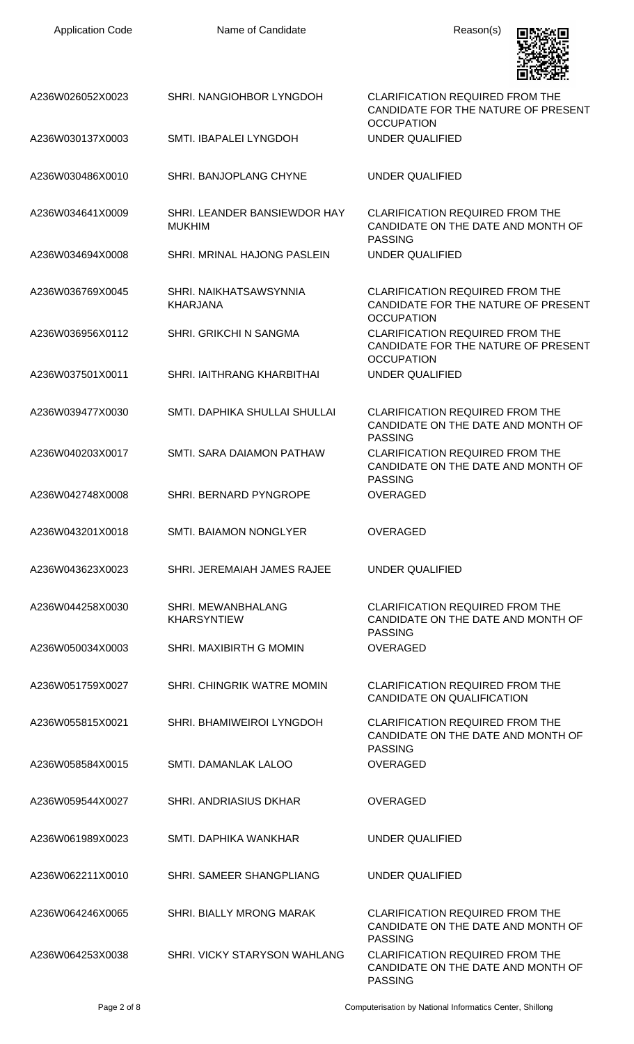| Application Code | Name of Candidate | Reason(s) |
| --- | --- | --- |
| A236W026052X0023 | SHRI. NANGIOHBOR LYNGDOH | CLARIFICATION REQUIRED FROM THE CANDIDATE FOR THE NATURE OF PRESENT OCCUPATION |
| A236W030137X0003 | SMTI. IBAPALEI LYNGDOH | UNDER QUALIFIED |
| A236W030486X0010 | SHRI. BANJOPLANG CHYNE | UNDER QUALIFIED |
| A236W034641X0009 | SHRI. LEANDER BANSIEWDOR HAY MUKHIM | CLARIFICATION REQUIRED FROM THE CANDIDATE ON THE DATE AND MONTH OF PASSING |
| A236W034694X0008 | SHRI. MRINAL HAJONG PASLEIN | UNDER QUALIFIED |
| A236W036769X0045 | SHRI. NAIKHATSAWSYNNIA KHARJANA | CLARIFICATION REQUIRED FROM THE CANDIDATE FOR THE NATURE OF PRESENT OCCUPATION |
| A236W036956X0112 | SHRI. GRIKCHI N SANGMA | CLARIFICATION REQUIRED FROM THE CANDIDATE FOR THE NATURE OF PRESENT OCCUPATION |
| A236W037501X0011 | SHRI. IAITHRANG KHARBITHAI | UNDER QUALIFIED |
| A236W039477X0030 | SMTI. DAPHIKA SHULLAI SHULLAI | CLARIFICATION REQUIRED FROM THE CANDIDATE ON THE DATE AND MONTH OF PASSING |
| A236W040203X0017 | SMTI. SARA DAIAMON PATHAW | CLARIFICATION REQUIRED FROM THE CANDIDATE ON THE DATE AND MONTH OF PASSING |
| A236W042748X0008 | SHRI. BERNARD PYNGROPE | OVERAGED |
| A236W043201X0018 | SMTI. BAIAMON NONGLYER | OVERAGED |
| A236W043623X0023 | SHRI. JEREMAIAH JAMES RAJEE | UNDER QUALIFIED |
| A236W044258X0030 | SHRI. MEWANBHALANG KHARSYNTIEW | CLARIFICATION REQUIRED FROM THE CANDIDATE ON THE DATE AND MONTH OF PASSING |
| A236W050034X0003 | SHRI. MAXIBIRTH G MOMIN | OVERAGED |
| A236W051759X0027 | SHRI. CHINGRIK WATRE MOMIN | CLARIFICATION REQUIRED FROM THE CANDIDATE ON QUALIFICATION |
| A236W055815X0021 | SHRI. BHAMIWEIROI LYNGDOH | CLARIFICATION REQUIRED FROM THE CANDIDATE ON THE DATE AND MONTH OF PASSING |
| A236W058584X0015 | SMTI. DAMANLAK LALOO | OVERAGED |
| A236W059544X0027 | SHRI. ANDRIASIUS DKHAR | OVERAGED |
| A236W061989X0023 | SMTI. DAPHIKA WANKHAR | UNDER QUALIFIED |
| A236W062211X0010 | SHRI. SAMEER SHANGPLIANG | UNDER QUALIFIED |
| A236W064246X0065 | SHRI. BIALLY MRONG MARAK | CLARIFICATION REQUIRED FROM THE CANDIDATE ON THE DATE AND MONTH OF PASSING |
| A236W064253X0038 | SHRI. VICKY STARYSON WAHLANG | CLARIFICATION REQUIRED FROM THE CANDIDATE ON THE DATE AND MONTH OF PASSING |

Computerisation by National Informatics Center, Shillong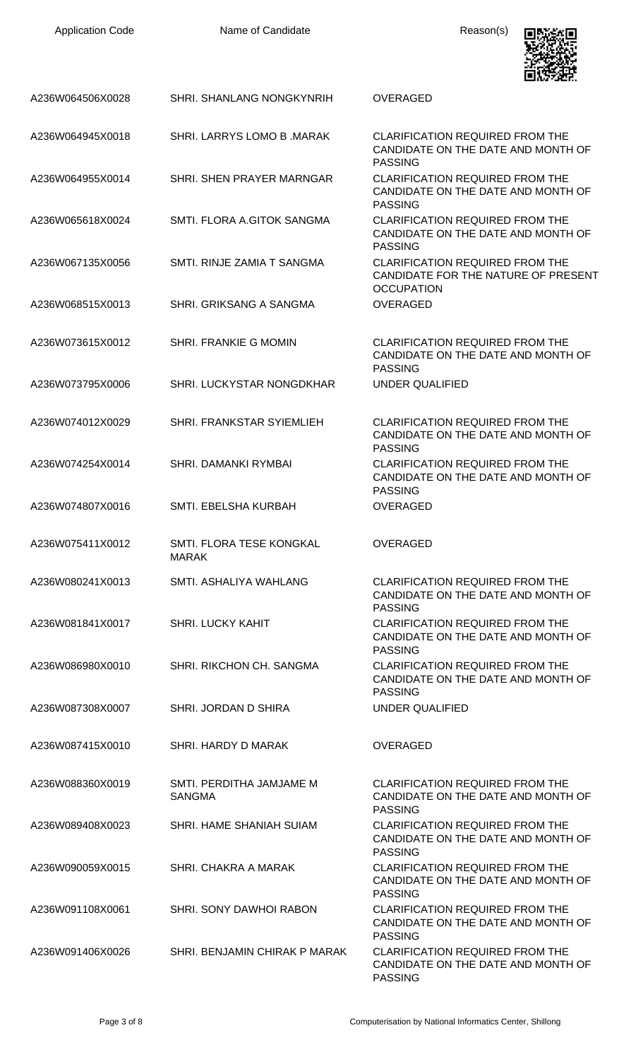| Application Code | Name of Candidate | Reason(s) |
| --- | --- | --- |
| A236W064506X0028 | SHRI. SHANLANG NONGKYNRIH | OVERAGED |
| A236W064945X0018 | SHRI. LARRYS LOMO B .MARAK | CLARIFICATION REQUIRED FROM THE CANDIDATE ON THE DATE AND MONTH OF PASSING |
| A236W064955X0014 | SHRI. SHEN PRAYER MARNGAR | CLARIFICATION REQUIRED FROM THE CANDIDATE ON THE DATE AND MONTH OF PASSING |
| A236W065618X0024 | SMTI. FLORA A.GITOK SANGMA | CLARIFICATION REQUIRED FROM THE CANDIDATE ON THE DATE AND MONTH OF PASSING |
| A236W067135X0056 | SMTI. RINJE ZAMIA T SANGMA | CLARIFICATION REQUIRED FROM THE CANDIDATE FOR THE NATURE OF PRESENT OCCUPATION |
| A236W068515X0013 | SHRI. GRIKSANG A SANGMA | OVERAGED |
| A236W073615X0012 | SHRI. FRANKIE G MOMIN | CLARIFICATION REQUIRED FROM THE CANDIDATE ON THE DATE AND MONTH OF PASSING |
| A236W073795X0006 | SHRI. LUCKYSTAR NONGDKHAR | UNDER QUALIFIED |
| A236W074012X0029 | SHRI. FRANKSTAR SYIEMLIEH | CLARIFICATION REQUIRED FROM THE CANDIDATE ON THE DATE AND MONTH OF PASSING |
| A236W074254X0014 | SHRI. DAMANKI RYMBAI | CLARIFICATION REQUIRED FROM THE CANDIDATE ON THE DATE AND MONTH OF PASSING |
| A236W074807X0016 | SMTI. EBELSHA KURBAH | OVERAGED |
| A236W075411X0012 | SMTI. FLORA TESE KONGKAL MARAK | OVERAGED |
| A236W080241X0013 | SMTI. ASHALIYA WAHLANG | CLARIFICATION REQUIRED FROM THE CANDIDATE ON THE DATE AND MONTH OF PASSING |
| A236W081841X0017 | SHRI. LUCKY KAHIT | CLARIFICATION REQUIRED FROM THE CANDIDATE ON THE DATE AND MONTH OF PASSING |
| A236W086980X0010 | SHRI. RIKCHON CH. SANGMA | CLARIFICATION REQUIRED FROM THE CANDIDATE ON THE DATE AND MONTH OF PASSING |
| A236W087308X0007 | SHRI. JORDAN D SHIRA | UNDER QUALIFIED |
| A236W087415X0010 | SHRI. HARDY D MARAK | OVERAGED |
| A236W088360X0019 | SMTI. PERDITHA JAMJAME M SANGMA | CLARIFICATION REQUIRED FROM THE CANDIDATE ON THE DATE AND MONTH OF PASSING |
| A236W089408X0023 | SHRI. HAME SHANIAH SUIAM | CLARIFICATION REQUIRED FROM THE CANDIDATE ON THE DATE AND MONTH OF PASSING |
| A236W090059X0015 | SHRI. CHAKRA A MARAK | CLARIFICATION REQUIRED FROM THE CANDIDATE ON THE DATE AND MONTH OF PASSING |
| A236W091108X0061 | SHRI. SONY DAWHOI RABON | CLARIFICATION REQUIRED FROM THE CANDIDATE ON THE DATE AND MONTH OF PASSING |
| A236W091406X0026 | SHRI. BENJAMIN CHIRAK P MARAK | CLARIFICATION REQUIRED FROM THE CANDIDATE ON THE DATE AND MONTH OF PASSING |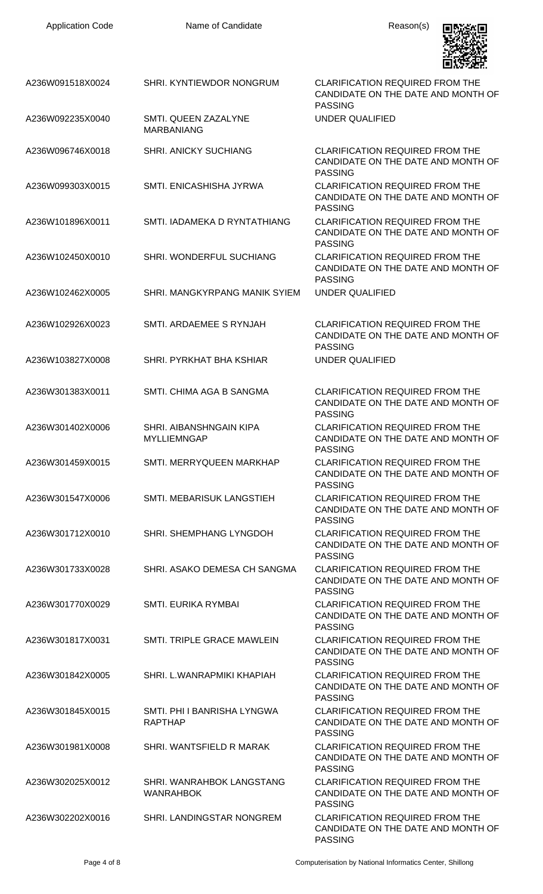| Application Code | Name of Candidate | Reason(s) |
|---|---|---|
| A236W091518X0024 | SHRI. KYNTIEWDOR NONGRUM | CLARIFICATION REQUIRED FROM THE CANDIDATE ON THE DATE AND MONTH OF PASSING |
| A236W092235X0040 | SMTI. QUEEN ZAZALYNE MARBANIANG | UNDER QUALIFIED |
| A236W096746X0018 | SHRI. ANICKY SUCHIANG | CLARIFICATION REQUIRED FROM THE CANDIDATE ON THE DATE AND MONTH OF PASSING |
| A236W099303X0015 | SMTI. ENICASHISHA JYRWA | CLARIFICATION REQUIRED FROM THE CANDIDATE ON THE DATE AND MONTH OF PASSING |
| A236W101896X0011 | SMTI. IADAMEKA D RYNTATHIANG | CLARIFICATION REQUIRED FROM THE CANDIDATE ON THE DATE AND MONTH OF PASSING |
| A236W102450X0010 | SHRI. WONDERFUL SUCHIANG | CLARIFICATION REQUIRED FROM THE CANDIDATE ON THE DATE AND MONTH OF PASSING |
| A236W102462X0005 | SHRI. MANGKYRPANG MANIK SYIEM | UNDER QUALIFIED |
| A236W102926X0023 | SMTI. ARDAEMEE S RYNJAH | CLARIFICATION REQUIRED FROM THE CANDIDATE ON THE DATE AND MONTH OF PASSING |
| A236W103827X0008 | SHRI. PYRKHAT BHA KSHIAR | UNDER QUALIFIED |
| A236W301383X0011 | SMTI. CHIMA AGA B SANGMA | CLARIFICATION REQUIRED FROM THE CANDIDATE ON THE DATE AND MONTH OF PASSING |
| A236W301402X0006 | SHRI. AIBANSHNGAIN KIPA MYLLIEMNGAP | CLARIFICATION REQUIRED FROM THE CANDIDATE ON THE DATE AND MONTH OF PASSING |
| A236W301459X0015 | SMTI. MERRYQUEEN MARKHAP | CLARIFICATION REQUIRED FROM THE CANDIDATE ON THE DATE AND MONTH OF PASSING |
| A236W301547X0006 | SMTI. MEBARISUK LANGSTIEH | CLARIFICATION REQUIRED FROM THE CANDIDATE ON THE DATE AND MONTH OF PASSING |
| A236W301712X0010 | SHRI. SHEMPHANG LYNGDOH | CLARIFICATION REQUIRED FROM THE CANDIDATE ON THE DATE AND MONTH OF PASSING |
| A236W301733X0028 | SHRI. ASAKO DEMESA CH SANGMA | CLARIFICATION REQUIRED FROM THE CANDIDATE ON THE DATE AND MONTH OF PASSING |
| A236W301770X0029 | SMTI. EURIKA RYMBAI | CLARIFICATION REQUIRED FROM THE CANDIDATE ON THE DATE AND MONTH OF PASSING |
| A236W301817X0031 | SMTI. TRIPLE GRACE MAWLEIN | CLARIFICATION REQUIRED FROM THE CANDIDATE ON THE DATE AND MONTH OF PASSING |
| A236W301842X0005 | SHRI. L.WANRAPMIKI KHAPIAH | CLARIFICATION REQUIRED FROM THE CANDIDATE ON THE DATE AND MONTH OF PASSING |
| A236W301845X0015 | SMTI. PHI I BANRISHA LYNGWA RAPTHAP | CLARIFICATION REQUIRED FROM THE CANDIDATE ON THE DATE AND MONTH OF PASSING |
| A236W301981X0008 | SHRI. WANTSFIELD R MARAK | CLARIFICATION REQUIRED FROM THE CANDIDATE ON THE DATE AND MONTH OF PASSING |
| A236W302025X0012 | SHRI. WANRAHBOK LANGSTANG WANRAHBOK | CLARIFICATION REQUIRED FROM THE CANDIDATE ON THE DATE AND MONTH OF PASSING |
| A236W302202X0016 | SHRI. LANDINGSTAR NONGREM | CLARIFICATION REQUIRED FROM THE CANDIDATE ON THE DATE AND MONTH OF PASSING |

Computerisation by National Informatics Center, Shillong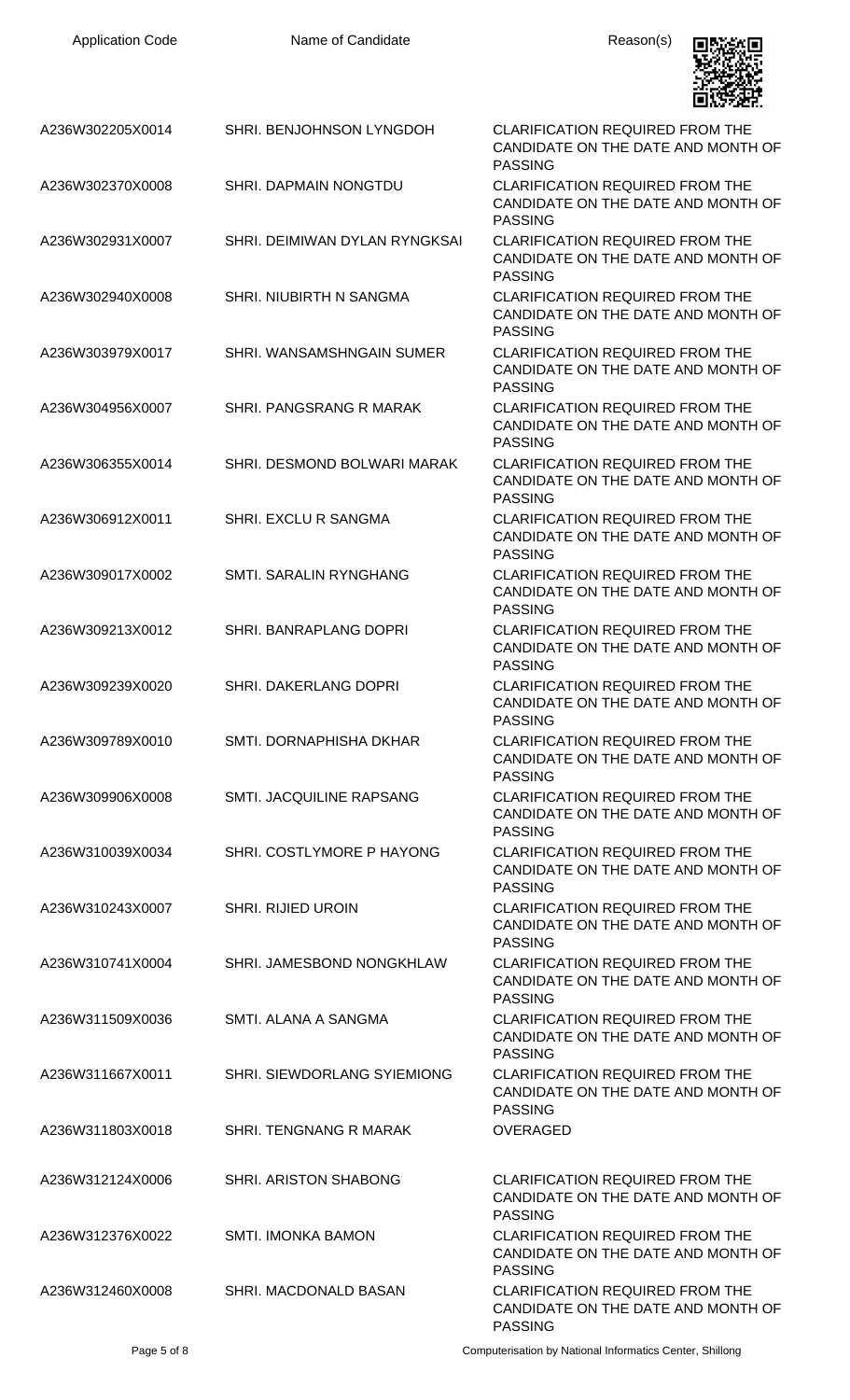| Application Code | Name of Candidate | Reason(s) |
|---|---|---|
| A236W302205X0014 | SHRI. BENJOHNSON LYNGDOH | CLARIFICATION REQUIRED FROM THE CANDIDATE ON THE DATE AND MONTH OF PASSING |
| A236W302370X0008 | SHRI. DAPMAIN NONGTDU | CLARIFICATION REQUIRED FROM THE CANDIDATE ON THE DATE AND MONTH OF PASSING |
| A236W302931X0007 | SHRI. DEIMIWAN DYLAN RYNGKSAI | CLARIFICATION REQUIRED FROM THE CANDIDATE ON THE DATE AND MONTH OF PASSING |
| A236W302940X0008 | SHRI. NIUBIRTH N SANGMA | CLARIFICATION REQUIRED FROM THE CANDIDATE ON THE DATE AND MONTH OF PASSING |
| A236W303979X0017 | SHRI. WANSAMSHNGAIN SUMER | CLARIFICATION REQUIRED FROM THE CANDIDATE ON THE DATE AND MONTH OF PASSING |
| A236W304956X0007 | SHRI. PANGSRANG R MARAK | CLARIFICATION REQUIRED FROM THE CANDIDATE ON THE DATE AND MONTH OF PASSING |
| A236W306355X0014 | SHRI. DESMOND BOLWARI MARAK | CLARIFICATION REQUIRED FROM THE CANDIDATE ON THE DATE AND MONTH OF PASSING |
| A236W306912X0011 | SHRI. EXCLU R SANGMA | CLARIFICATION REQUIRED FROM THE CANDIDATE ON THE DATE AND MONTH OF PASSING |
| A236W309017X0002 | SMTI. SARALIN RYNGHANG | CLARIFICATION REQUIRED FROM THE CANDIDATE ON THE DATE AND MONTH OF PASSING |
| A236W309213X0012 | SHRI. BANRAPLANG DOPRI | CLARIFICATION REQUIRED FROM THE CANDIDATE ON THE DATE AND MONTH OF PASSING |
| A236W309239X0020 | SHRI. DAKERLANG DOPRI | CLARIFICATION REQUIRED FROM THE CANDIDATE ON THE DATE AND MONTH OF PASSING |
| A236W309789X0010 | SMTI. DORNAPHISHA DKHAR | CLARIFICATION REQUIRED FROM THE CANDIDATE ON THE DATE AND MONTH OF PASSING |
| A236W309906X0008 | SMTI. JACQUILINE RAPSANG | CLARIFICATION REQUIRED FROM THE CANDIDATE ON THE DATE AND MONTH OF PASSING |
| A236W310039X0034 | SHRI. COSTLYMORE P HAYONG | CLARIFICATION REQUIRED FROM THE CANDIDATE ON THE DATE AND MONTH OF PASSING |
| A236W310243X0007 | SHRI. RIJIED UROIN | CLARIFICATION REQUIRED FROM THE CANDIDATE ON THE DATE AND MONTH OF PASSING |
| A236W310741X0004 | SHRI. JAMESBOND NONGKHLAW | CLARIFICATION REQUIRED FROM THE CANDIDATE ON THE DATE AND MONTH OF PASSING |
| A236W311509X0036 | SMTI. ALANA A SANGMA | CLARIFICATION REQUIRED FROM THE CANDIDATE ON THE DATE AND MONTH OF PASSING |
| A236W311667X0011 | SHRI. SIEWDORLANG SYIEMIONG | CLARIFICATION REQUIRED FROM THE CANDIDATE ON THE DATE AND MONTH OF PASSING |
| A236W311803X0018 | SHRI. TENGNANG R MARAK | OVERAGED |
| A236W312124X0006 | SHRI. ARISTON SHABONG | CLARIFICATION REQUIRED FROM THE CANDIDATE ON THE DATE AND MONTH OF PASSING |
| A236W312376X0022 | SMTI. IMONKA BAMON | CLARIFICATION REQUIRED FROM THE CANDIDATE ON THE DATE AND MONTH OF PASSING |
| A236W312460X0008 | SHRI. MACDONALD BASAN | CLARIFICATION REQUIRED FROM THE CANDIDATE ON THE DATE AND MONTH OF PASSING |

Computerisation by National Informatics Center, Shillong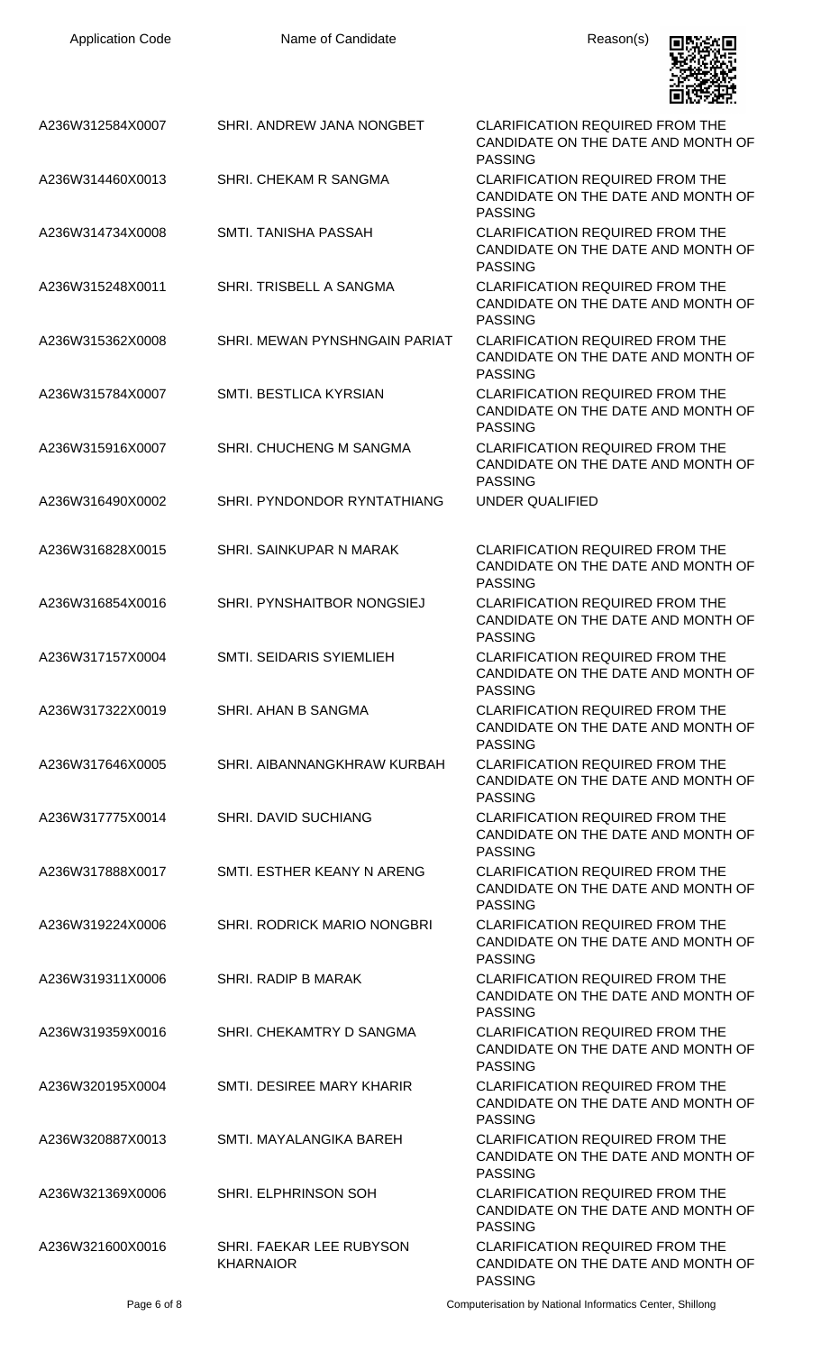| Application Code | Name of Candidate | Reason(s) |
| --- | --- | --- |
| A236W312584X0007 | SHRI. ANDREW JANA NONGBET | CLARIFICATION REQUIRED FROM THE CANDIDATE ON THE DATE AND MONTH OF PASSING |
| A236W314460X0013 | SHRI. CHEKAM R SANGMA | CLARIFICATION REQUIRED FROM THE CANDIDATE ON THE DATE AND MONTH OF PASSING |
| A236W314734X0008 | SMTI. TANISHA PASSAH | CLARIFICATION REQUIRED FROM THE CANDIDATE ON THE DATE AND MONTH OF PASSING |
| A236W315248X0011 | SHRI. TRISBELL A SANGMA | CLARIFICATION REQUIRED FROM THE CANDIDATE ON THE DATE AND MONTH OF PASSING |
| A236W315362X0008 | SHRI. MEWAN PYNSHNGAIN PARIAT | CLARIFICATION REQUIRED FROM THE CANDIDATE ON THE DATE AND MONTH OF PASSING |
| A236W315784X0007 | SMTI. BESTLICA KYRSIAN | CLARIFICATION REQUIRED FROM THE CANDIDATE ON THE DATE AND MONTH OF PASSING |
| A236W315916X0007 | SHRI. CHUCHENG M SANGMA | CLARIFICATION REQUIRED FROM THE CANDIDATE ON THE DATE AND MONTH OF PASSING |
| A236W316490X0002 | SHRI. PYNDONDOR RYNTATHIANG | UNDER QUALIFIED |
| A236W316828X0015 | SHRI. SAINKUPAR N MARAK | CLARIFICATION REQUIRED FROM THE CANDIDATE ON THE DATE AND MONTH OF PASSING |
| A236W316854X0016 | SHRI. PYNSHAITBOR NONGSIEJ | CLARIFICATION REQUIRED FROM THE CANDIDATE ON THE DATE AND MONTH OF PASSING |
| A236W317157X0004 | SMTI. SEIDARIS SYIEMLIEH | CLARIFICATION REQUIRED FROM THE CANDIDATE ON THE DATE AND MONTH OF PASSING |
| A236W317322X0019 | SHRI. AHAN B SANGMA | CLARIFICATION REQUIRED FROM THE CANDIDATE ON THE DATE AND MONTH OF PASSING |
| A236W317646X0005 | SHRI. AIBANNANGKHRAW KURBAH | CLARIFICATION REQUIRED FROM THE CANDIDATE ON THE DATE AND MONTH OF PASSING |
| A236W317775X0014 | SHRI. DAVID SUCHIANG | CLARIFICATION REQUIRED FROM THE CANDIDATE ON THE DATE AND MONTH OF PASSING |
| A236W317888X0017 | SMTI. ESTHER KEANY N ARENG | CLARIFICATION REQUIRED FROM THE CANDIDATE ON THE DATE AND MONTH OF PASSING |
| A236W319224X0006 | SHRI. RODRICK MARIO NONGBRI | CLARIFICATION REQUIRED FROM THE CANDIDATE ON THE DATE AND MONTH OF PASSING |
| A236W319311X0006 | SHRI. RADIP B MARAK | CLARIFICATION REQUIRED FROM THE CANDIDATE ON THE DATE AND MONTH OF PASSING |
| A236W319359X0016 | SHRI. CHEKAMTRY D SANGMA | CLARIFICATION REQUIRED FROM THE CANDIDATE ON THE DATE AND MONTH OF PASSING |
| A236W320195X0004 | SMTI. DESIREE MARY KHARIR | CLARIFICATION REQUIRED FROM THE CANDIDATE ON THE DATE AND MONTH OF PASSING |
| A236W320887X0013 | SMTI. MAYALANGIKA BAREH | CLARIFICATION REQUIRED FROM THE CANDIDATE ON THE DATE AND MONTH OF PASSING |
| A236W321369X0006 | SHRI. ELPHRINSON SOH | CLARIFICATION REQUIRED FROM THE CANDIDATE ON THE DATE AND MONTH OF PASSING |
| A236W321600X0016 | SHRI. FAEKAR LEE RUBYSON KHARNAIOR | CLARIFICATION REQUIRED FROM THE CANDIDATE ON THE DATE AND MONTH OF PASSING |

Computerisation by National Informatics Center, Shillong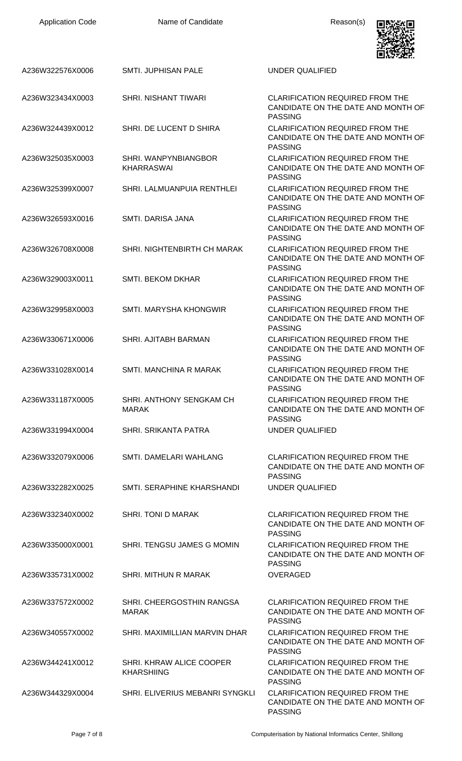| Application Code | Name of Candidate | Reason(s) |
|---|---|---|
| A236W322576X0006 | SMTI. JUPHISAN PALE | UNDER QUALIFIED |
| A236W323434X0003 | SHRI. NISHANT TIWARI | CLARIFICATION REQUIRED FROM THE CANDIDATE ON THE DATE AND MONTH OF PASSING |
| A236W324439X0012 | SHRI. DE LUCENT D SHIRA | CLARIFICATION REQUIRED FROM THE CANDIDATE ON THE DATE AND MONTH OF PASSING |
| A236W325035X0003 | SHRI. WANPYNBIANGBOR KHARRASWAI | CLARIFICATION REQUIRED FROM THE CANDIDATE ON THE DATE AND MONTH OF PASSING |
| A236W325399X0007 | SHRI. LALMUANPUIA RENTHLEI | CLARIFICATION REQUIRED FROM THE CANDIDATE ON THE DATE AND MONTH OF PASSING |
| A236W326593X0016 | SMTI. DARISA JANA | CLARIFICATION REQUIRED FROM THE CANDIDATE ON THE DATE AND MONTH OF PASSING |
| A236W326708X0008 | SHRI. NIGHTENBIRTH CH MARAK | CLARIFICATION REQUIRED FROM THE CANDIDATE ON THE DATE AND MONTH OF PASSING |
| A236W329003X0011 | SMTI. BEKOM DKHAR | CLARIFICATION REQUIRED FROM THE CANDIDATE ON THE DATE AND MONTH OF PASSING |
| A236W329958X0003 | SMTI. MARYSHA KHONGWIR | CLARIFICATION REQUIRED FROM THE CANDIDATE ON THE DATE AND MONTH OF PASSING |
| A236W330671X0006 | SHRI. AJITABH BARMAN | CLARIFICATION REQUIRED FROM THE CANDIDATE ON THE DATE AND MONTH OF PASSING |
| A236W331028X0014 | SMTI. MANCHINA R MARAK | CLARIFICATION REQUIRED FROM THE CANDIDATE ON THE DATE AND MONTH OF PASSING |
| A236W331187X0005 | SHRI. ANTHONY SENGKAM CH MARAK | CLARIFICATION REQUIRED FROM THE CANDIDATE ON THE DATE AND MONTH OF PASSING |
| A236W331994X0004 | SHRI. SRIKANTA PATRA | UNDER QUALIFIED |
| A236W332079X0006 | SMTI. DAMELARI WAHLANG | CLARIFICATION REQUIRED FROM THE CANDIDATE ON THE DATE AND MONTH OF PASSING |
| A236W332282X0025 | SMTI. SERAPHINE KHARSHANDI | UNDER QUALIFIED |
| A236W332340X0002 | SHRI. TONI D MARAK | CLARIFICATION REQUIRED FROM THE CANDIDATE ON THE DATE AND MONTH OF PASSING |
| A236W335000X0001 | SHRI. TENGSU JAMES G MOMIN | CLARIFICATION REQUIRED FROM THE CANDIDATE ON THE DATE AND MONTH OF PASSING |
| A236W335731X0002 | SHRI. MITHUN R MARAK | OVERAGED |
| A236W337572X0002 | SHRI. CHEERGOSTHIN RANGSA MARAK | CLARIFICATION REQUIRED FROM THE CANDIDATE ON THE DATE AND MONTH OF PASSING |
| A236W340557X0002 | SHRI. MAXIMILLIAN MARVIN DHAR | CLARIFICATION REQUIRED FROM THE CANDIDATE ON THE DATE AND MONTH OF PASSING |
| A236W344241X0012 | SHRI. KHRAW ALICE COOPER KHARSHIING | CLARIFICATION REQUIRED FROM THE CANDIDATE ON THE DATE AND MONTH OF PASSING |
| A236W344329X0004 | SHRI. ELIVERIUS MEBANRI SYNGKLI | CLARIFICATION REQUIRED FROM THE CANDIDATE ON THE DATE AND MONTH OF PASSING |

Computerisation by National Informatics Center, Shillong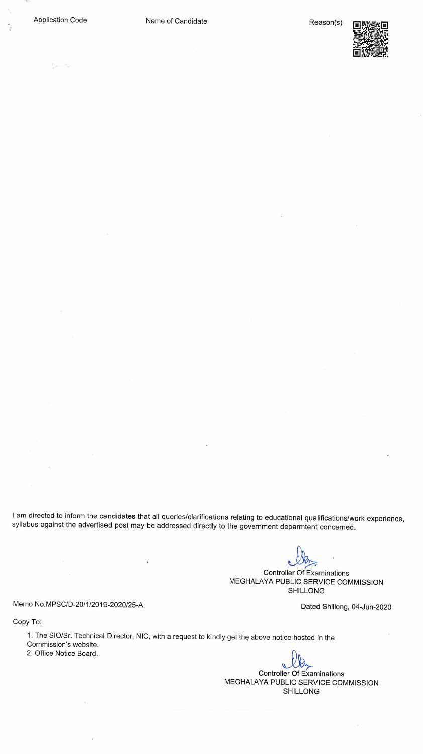| Application Code | Name of Candidate | Reason(s) |
| --- | --- | --- |

I am directed to inform the candidates that all queries/clarifications relating to educational qualifications/work experience, syllabus against the advertised post may be addressed directly to the government deparmtent concerned.

Controller Of Examinations
MEGHALAYA PUBLIC SERVICE COMMISSION
SHILLONG

Memo No.MPSC/D-20/1/2019-2020/25-A,

Dated Shillong, 04-Jun-2020

Copy To:

1. The SIO/Sr. Technical Director, NIC, with a request to kindly get the above notice hosted in the Commission's website.
2. Office Notice Board.

Controller Of Examinations
MEGHALAYA PUBLIC SERVICE COMMISSION
SHILLONG